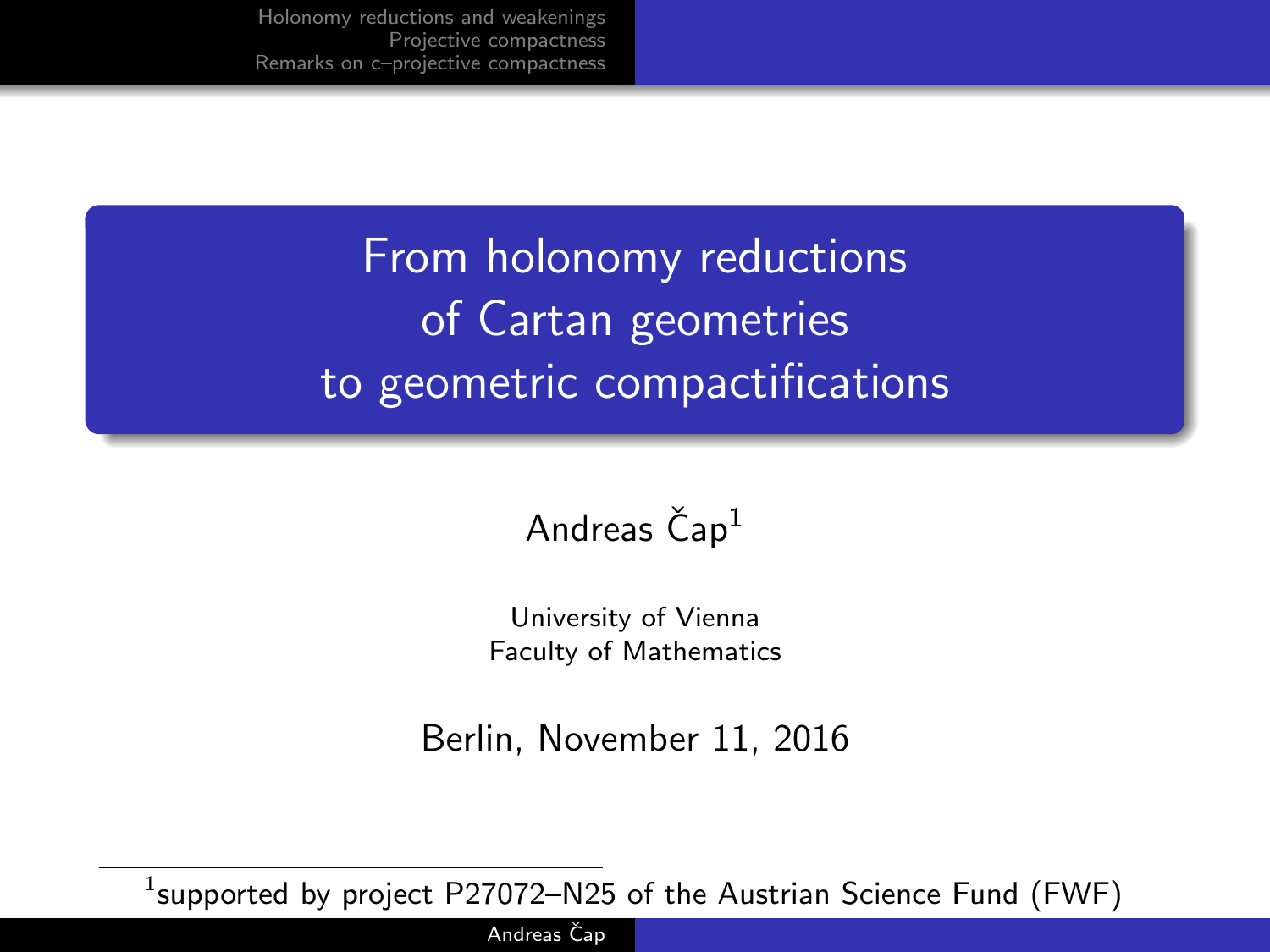# From holonomy reductions of Cartan geometries to geometric compactifications

Andreas Čap[1]

University of Vienna
Faculty of Mathematics

Berlin, November 11, 2016

[1]supported by project P27072–N25 of the Austrian Science Fund (FWF)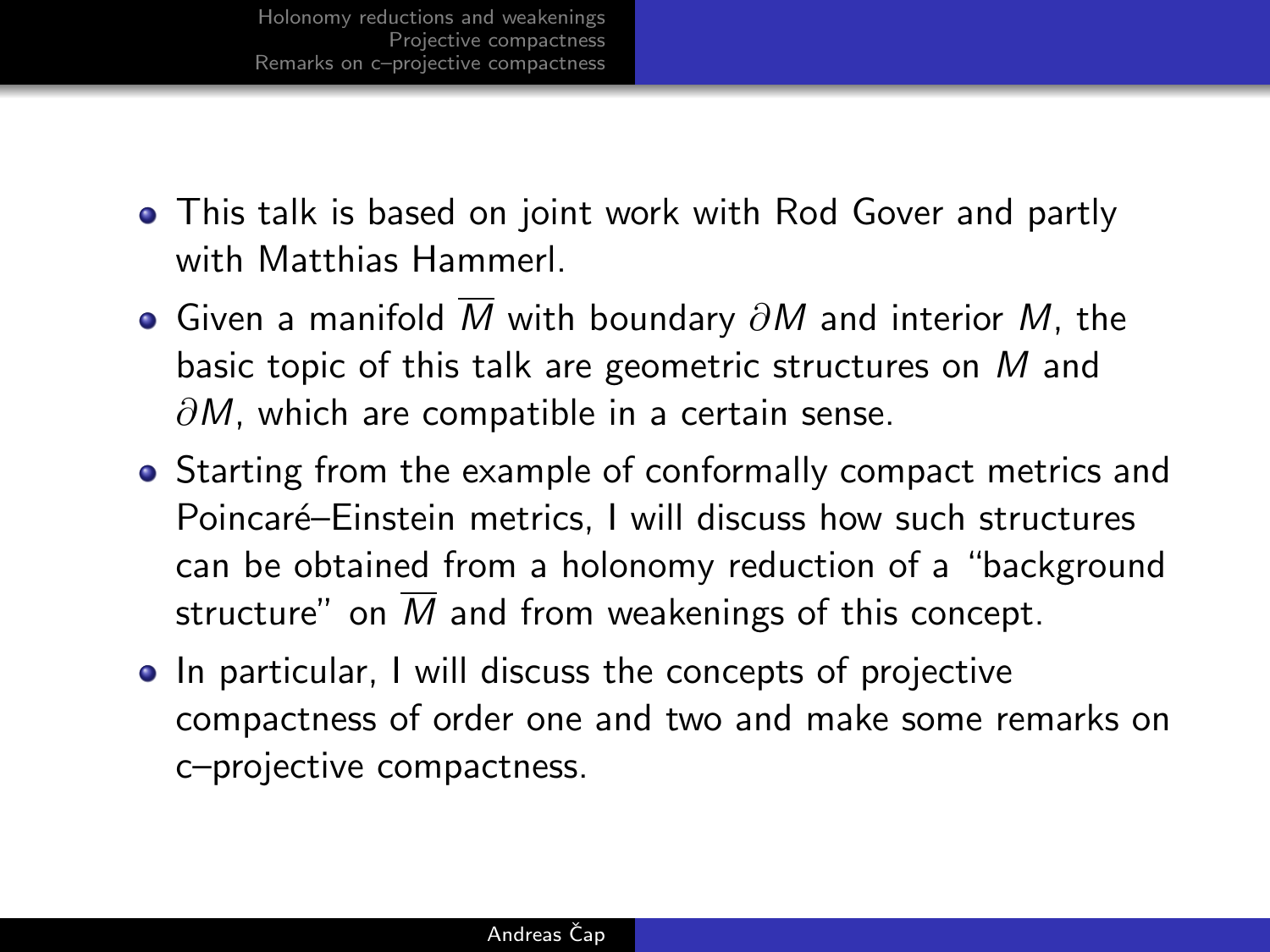- This talk is based on joint work with Rod Gover and partly with Matthias Hammerl.
- Given a manifold $\overline{M}$ with boundary $\partial M$ and interior $M$, the basic topic of this talk are geometric structures on $M$ and $\partial M$, which are compatible in a certain sense.
- Starting from the example of conformally compact metrics and Poincaré–Einstein metrics, I will discuss how such structures can be obtained from a holonomy reduction of a "background structure" on $\overline{M}$ and from weakenings of this concept.
- In particular, I will discuss the concepts of projective compactness of order one and two and make some remarks on c–projective compactness.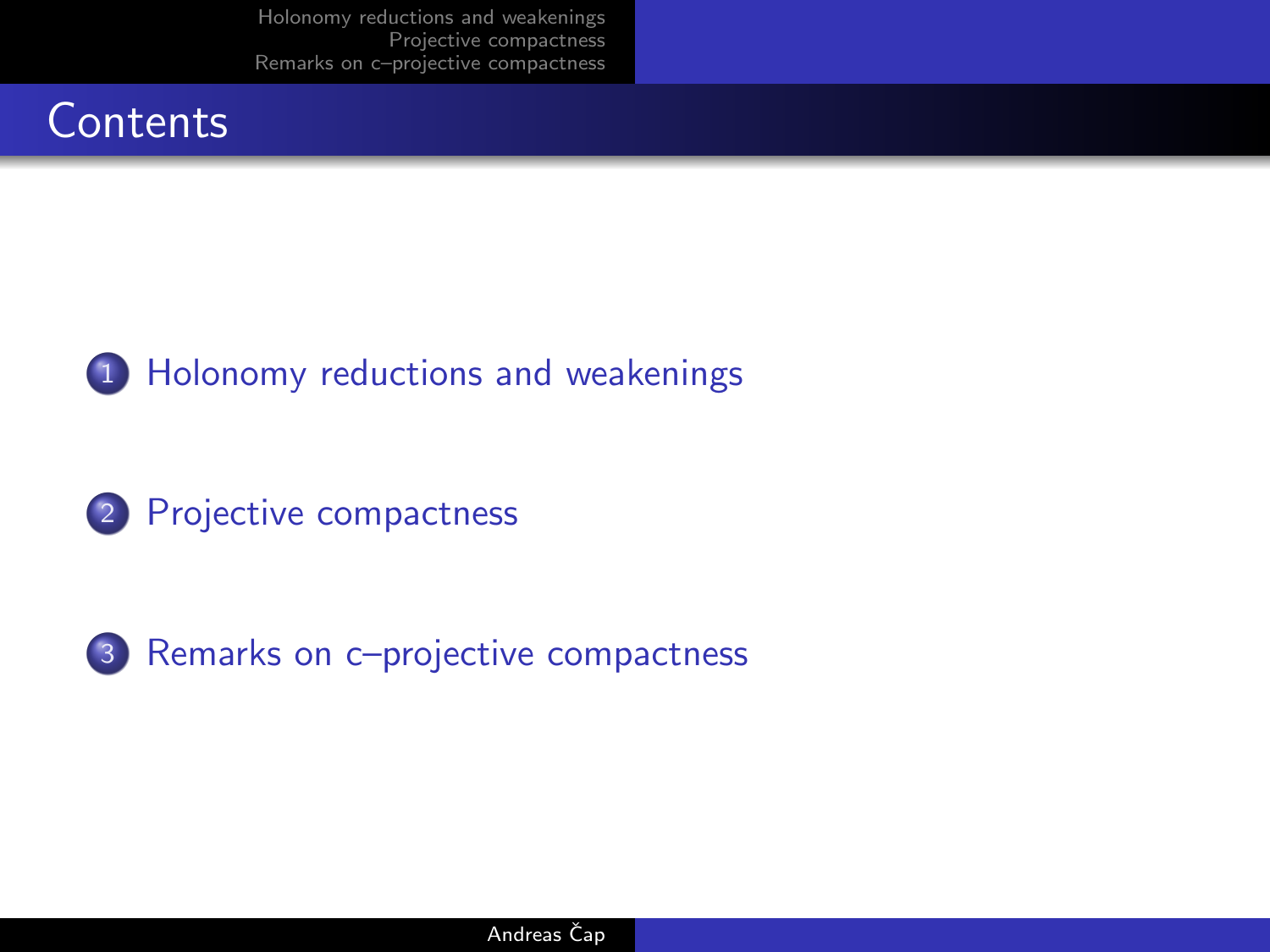# Contents

1. Holonomy reductions and weakenings
2. Projective compactness
3. Remarks on c–projective compactness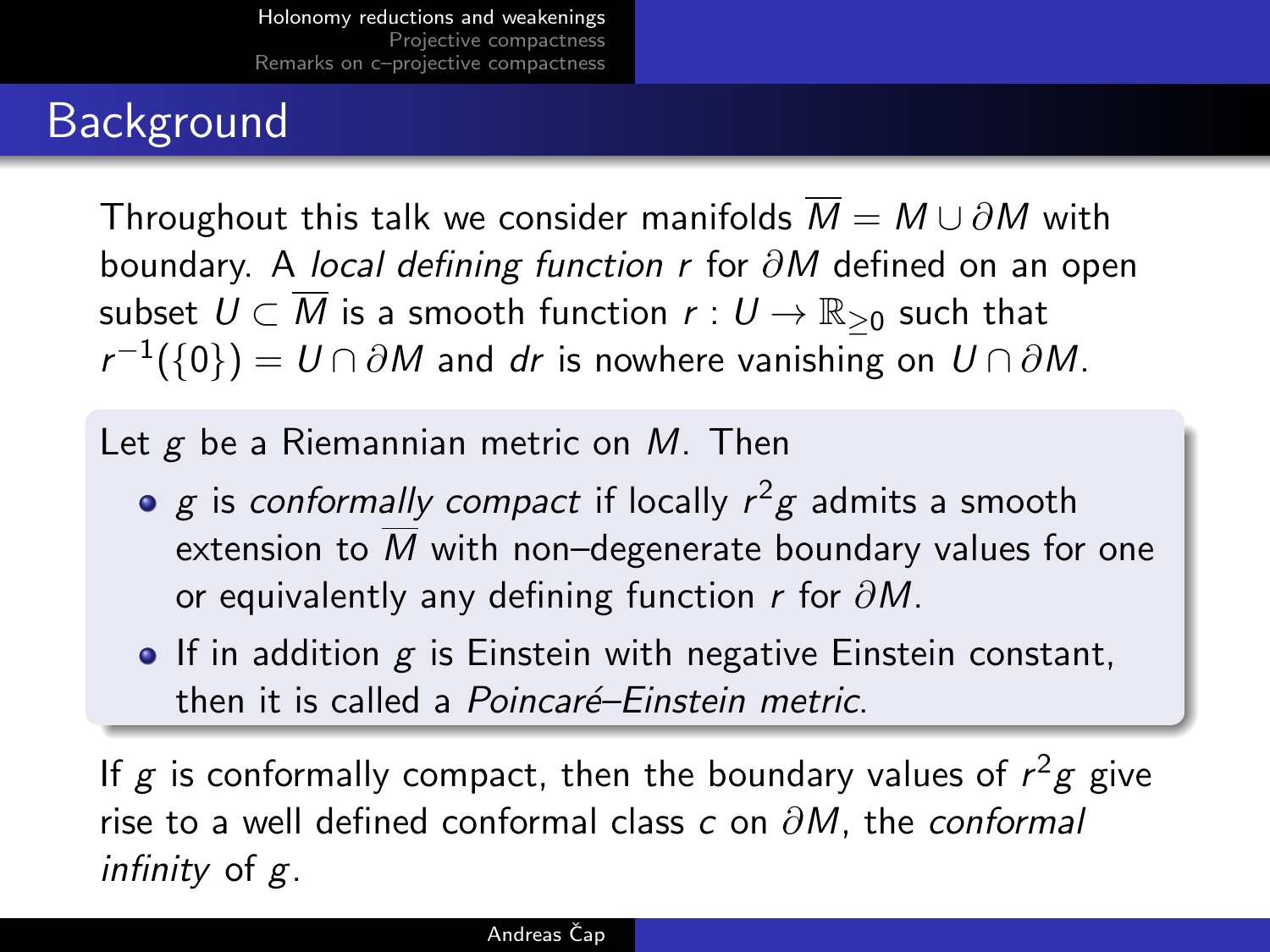# Background

Throughout this talk we consider manifolds $\overline{M} = M \cup \partial M$ with boundary. A *local defining function* $r$ for $\partial M$ defined on an open subset $U \subset \overline{M}$ is a smooth function $r : U \to \mathbb{R}_{\geq 0}$ such that $r^{-1}(\{0\}) = U \cap \partial M$ and $dr$ is nowhere vanishing on $U \cap \partial M$.

Let $g$ be a Riemannian metric on $M$. Then

- $g$ is *conformally compact* if locally $r^2 g$ admits a smooth extension to $\overline{M}$ with non–degenerate boundary values for one or equivalently any defining function $r$ for $\partial M$.
- If in addition $g$ is Einstein with negative Einstein constant, then it is called a *Poincaré–Einstein metric*.

If $g$ is conformally compact, then the boundary values of $r^2 g$ give rise to a well defined conformal class $c$ on $\partial M$, the *conformal infinity* of $g$.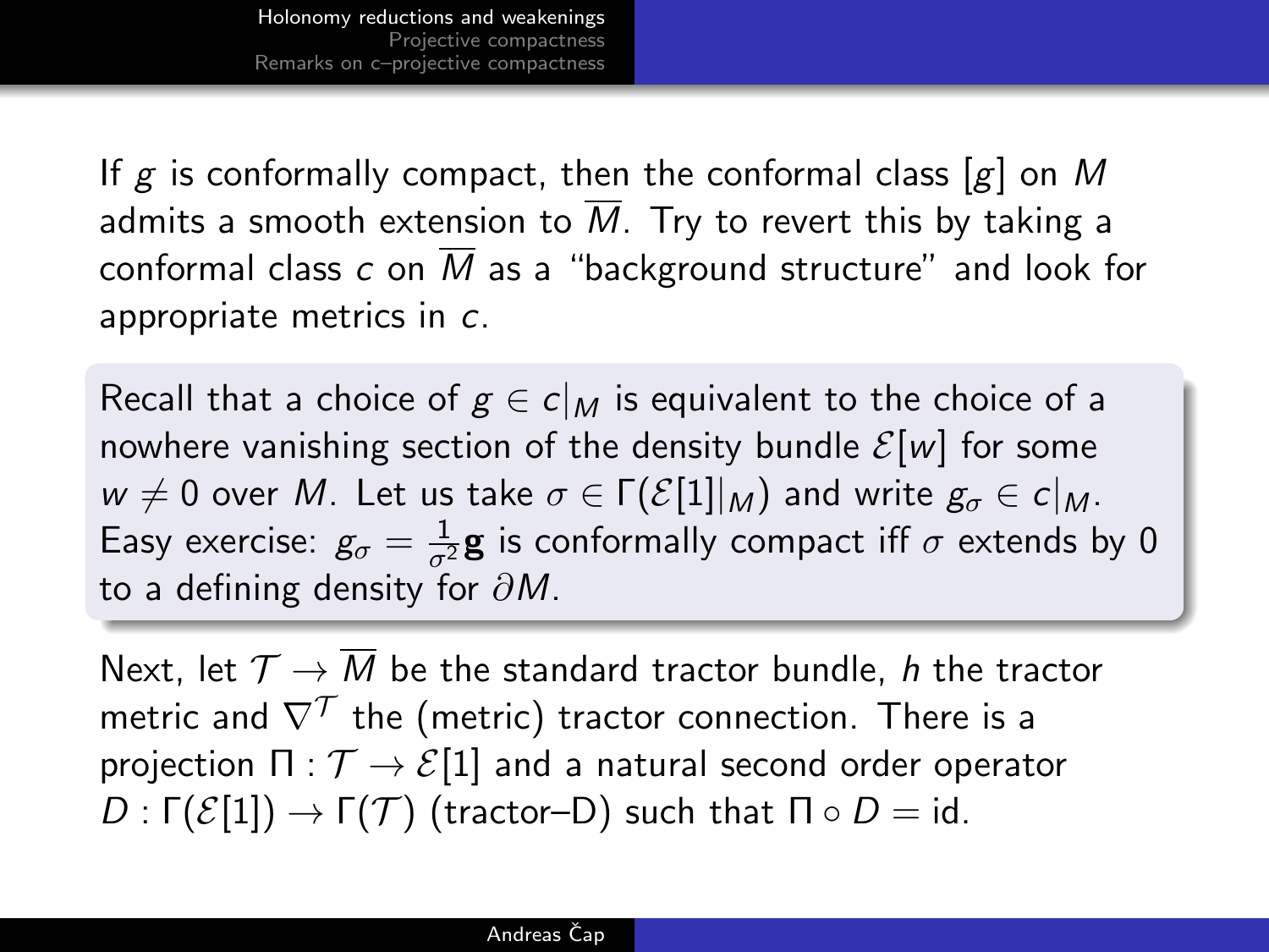If $g$ is conformally compact, then the conformal class $[g]$ on $M$ admits a smooth extension to $\overline{M}$. Try to revert this by taking a conformal class $c$ on $\overline{M}$ as a "background structure" and look for appropriate metrics in $c$.

Recall that a choice of $g \in c|_M$ is equivalent to the choice of a nowhere vanishing section of the density bundle $\mathcal{E}[w]$ for some $w \neq 0$ over $M$. Let us take $\sigma \in \Gamma(\mathcal{E}[1]|_M)$ and write $g_\sigma \in c|_M$. Easy exercise: $g_\sigma = \frac{1}{\sigma^2}\mathbf{g}$ is conformally compact iff $\sigma$ extends by 0 to a defining density for $\partial M$.

Next, let $\mathcal{T} \to \overline{M}$ be the standard tractor bundle, $h$ the tractor metric and $\nabla^{\mathcal{T}}$ the (metric) tractor connection. There is a projection $\Pi : \mathcal{T} \to \mathcal{E}[1]$ and a natural second order operator $D : \Gamma(\mathcal{E}[1]) \to \Gamma(\mathcal{T})$ (tractor–D) such that $\Pi \circ D = \text{id}$.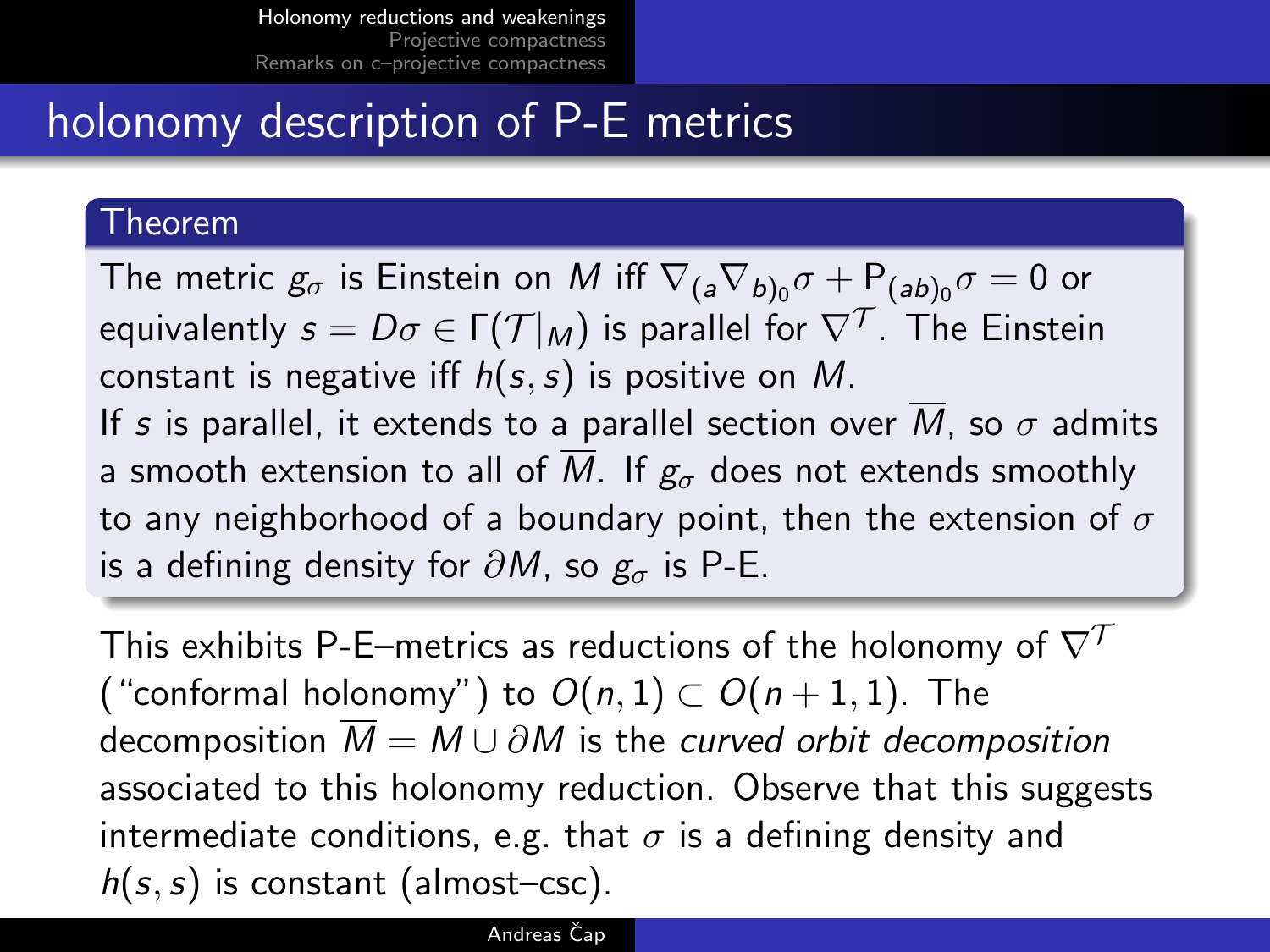## holonomy description of P-E metrics

**Theorem**

The metric $g_\sigma$ is Einstein on $M$ iff $\nabla_{(a}\nabla_{b)_0}\sigma + \mathsf{P}_{(ab)_0}\sigma = 0$ or equivalently $s = D\sigma \in \Gamma(\mathcal{T}|_M)$ is parallel for $\nabla^{\mathcal{T}}$. The Einstein constant is negative iff $h(s,s)$ is positive on $M$.

If $s$ is parallel, it extends to a parallel section over $\overline{M}$, so $\sigma$ admits a smooth extension to all of $\overline{M}$. If $g_\sigma$ does not extends smoothly to any neighborhood of a boundary point, then the extension of $\sigma$ is a defining density for $\partial M$, so $g_\sigma$ is P-E.

This exhibits P-E–metrics as reductions of the holonomy of $\nabla^{\mathcal{T}}$ ("conformal holonomy") to $O(n,1) \subset O(n+1,1)$. The decomposition $\overline{M} = M \cup \partial M$ is the *curved orbit decomposition* associated to this holonomy reduction. Observe that this suggests intermediate conditions, e.g. that $\sigma$ is a defining density and $h(s,s)$ is constant (almost–csc).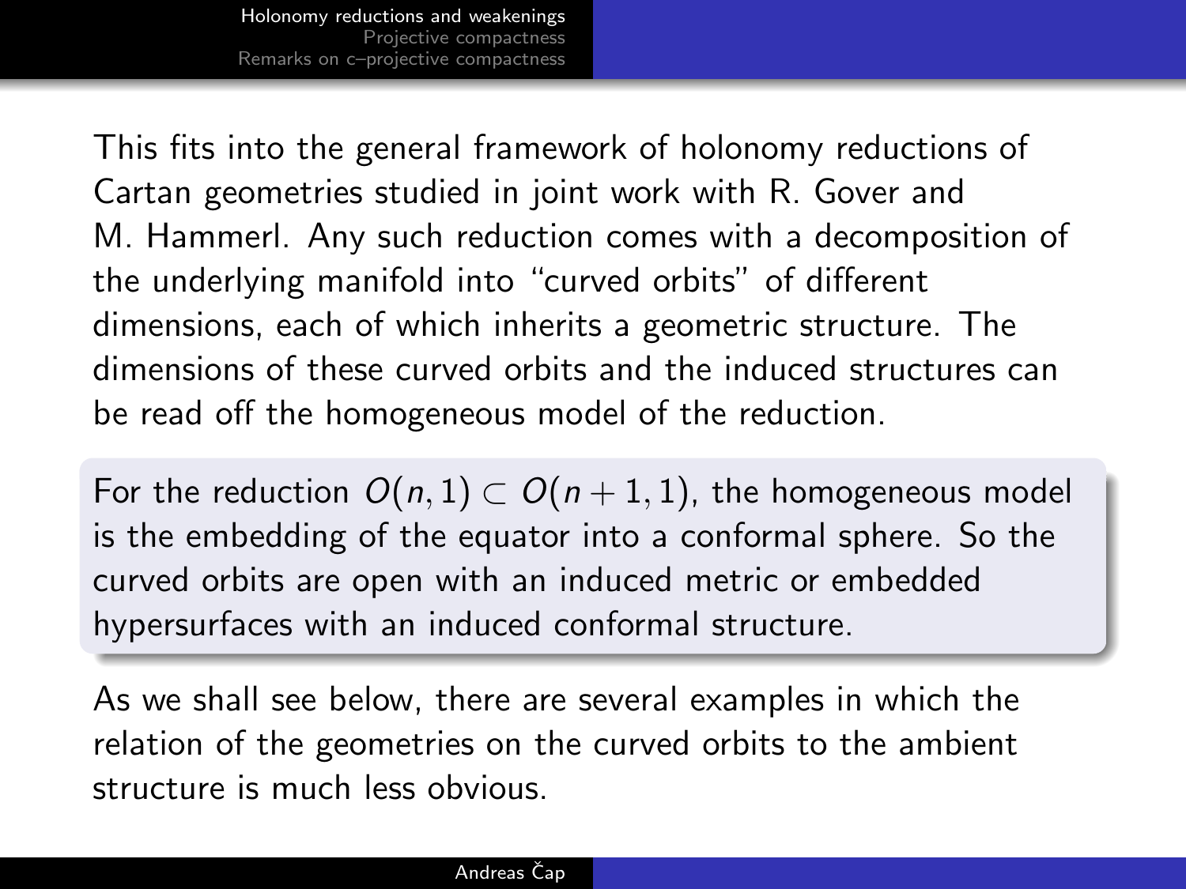This fits into the general framework of holonomy reductions of Cartan geometries studied in joint work with R. Gover and M. Hammerl. Any such reduction comes with a decomposition of the underlying manifold into "curved orbits" of different dimensions, each of which inherits a geometric structure. The dimensions of these curved orbits and the induced structures can be read off the homogeneous model of the reduction.

For the reduction $O(n,1) \subset O(n+1,1)$, the homogeneous model is the embedding of the equator into a conformal sphere. So the curved orbits are open with an induced metric or embedded hypersurfaces with an induced conformal structure.

As we shall see below, there are several examples in which the relation of the geometries on the curved orbits to the ambient structure is much less obvious.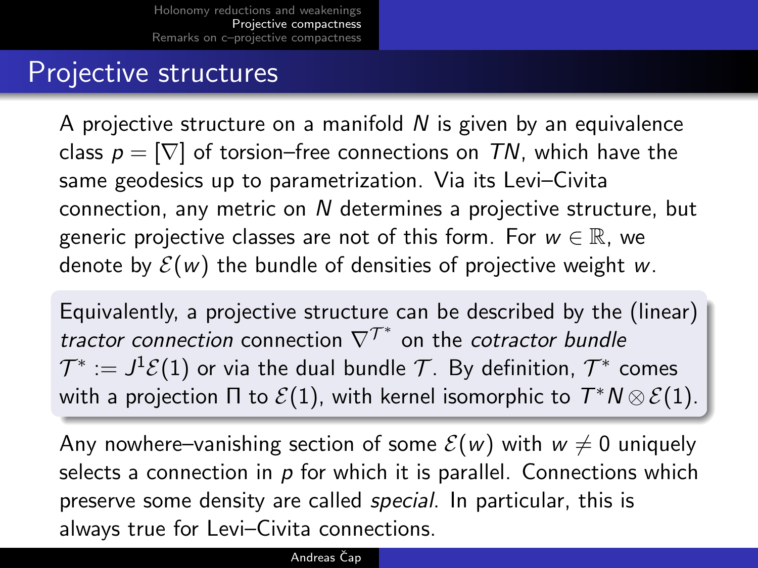# Projective structures

A projective structure on a manifold $N$ is given by an equivalence class $p = [\nabla]$ of torsion–free connections on $TN$, which have the same geodesics up to parametrization. Via its Levi–Civita connection, any metric on $N$ determines a projective structure, but generic projective classes are not of this form. For $w \in \mathbb{R}$, we denote by $\mathcal{E}(w)$ the bundle of densities of projective weight $w$.

Equivalently, a projective structure can be described by the (linear) *tractor connection* connection $\nabla^{\mathcal{T}^*}$ on the *cotractor bundle* $\mathcal{T}^* := J^1\mathcal{E}(1)$ or via the dual bundle $\mathcal{T}$. By definition, $\mathcal{T}^*$ comes with a projection $\Pi$ to $\mathcal{E}(1)$, with kernel isomorphic to $T^*N \otimes \mathcal{E}(1)$.

Any nowhere–vanishing section of some $\mathcal{E}(w)$ with $w \neq 0$ uniquely selects a connection in $p$ for which it is parallel. Connections which preserve some density are called *special*. In particular, this is always true for Levi–Civita connections.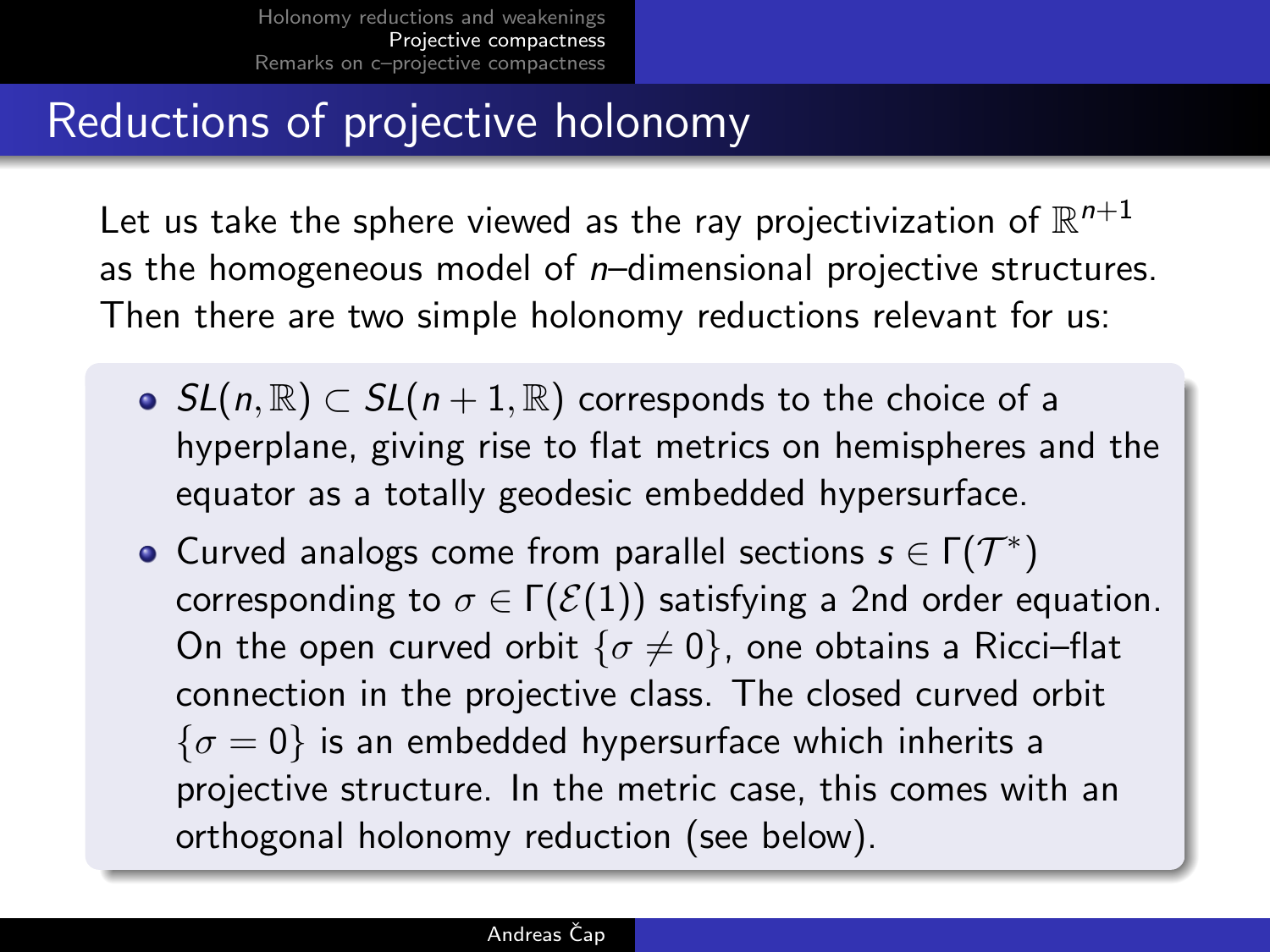# Reductions of projective holonomy

Let us take the sphere viewed as the ray projectivization of $\mathbb{R}^{n+1}$ as the homogeneous model of $n$–dimensional projective structures. Then there are two simple holonomy reductions relevant for us:

- $SL(n,\mathbb{R}) \subset SL(n+1,\mathbb{R})$ corresponds to the choice of a hyperplane, giving rise to flat metrics on hemispheres and the equator as a totally geodesic embedded hypersurface.
- Curved analogs come from parallel sections $s \in \Gamma(\mathcal{T}^*)$ corresponding to $\sigma \in \Gamma(\mathcal{E}(1))$ satisfying a 2nd order equation. On the open curved orbit $\{\sigma \neq 0\}$, one obtains a Ricci–flat connection in the projective class. The closed curved orbit $\{\sigma = 0\}$ is an embedded hypersurface which inherits a projective structure. In the metric case, this comes with an orthogonal holonomy reduction (see below).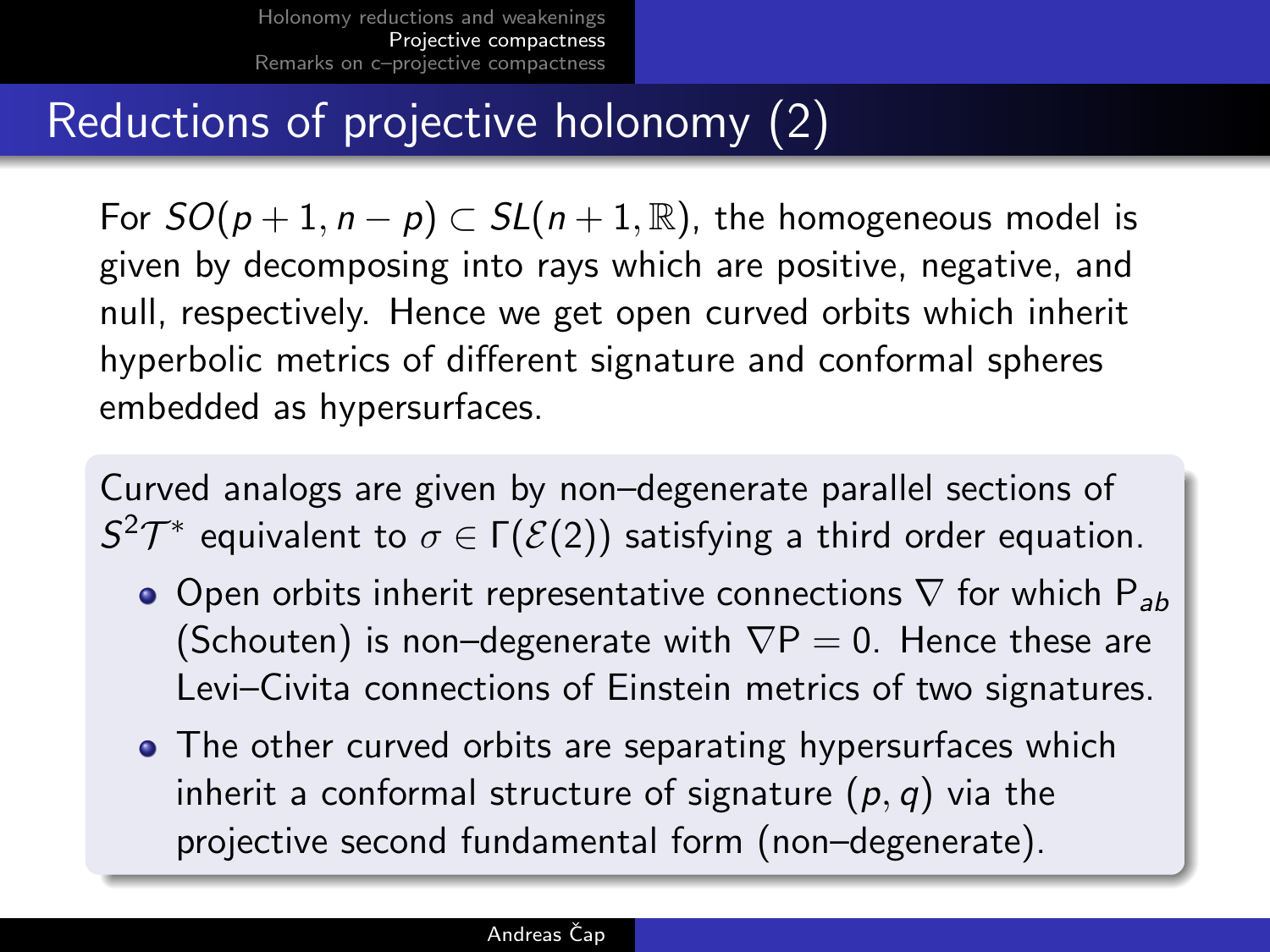## Reductions of projective holonomy (2)

For $SO(p+1, n-p) \subset SL(n+1, \mathbb{R})$, the homogeneous model is given by decomposing into rays which are positive, negative, and null, respectively. Hence we get open curved orbits which inherit hyperbolic metrics of different signature and conformal spheres embedded as hypersurfaces.

Curved analogs are given by non–degenerate parallel sections of $S^2\mathcal{T}^*$ equivalent to $\sigma \in \Gamma(\mathcal{E}(2))$ satisfying a third order equation.

- Open orbits inherit representative connections $\nabla$ for which $\mathrm{P}_{ab}$ (Schouten) is non–degenerate with $\nabla \mathrm{P} = 0$. Hence these are Levi–Civita connections of Einstein metrics of two signatures.
- The other curved orbits are separating hypersurfaces which inherit a conformal structure of signature $(p, q)$ via the projective second fundamental form (non–degenerate).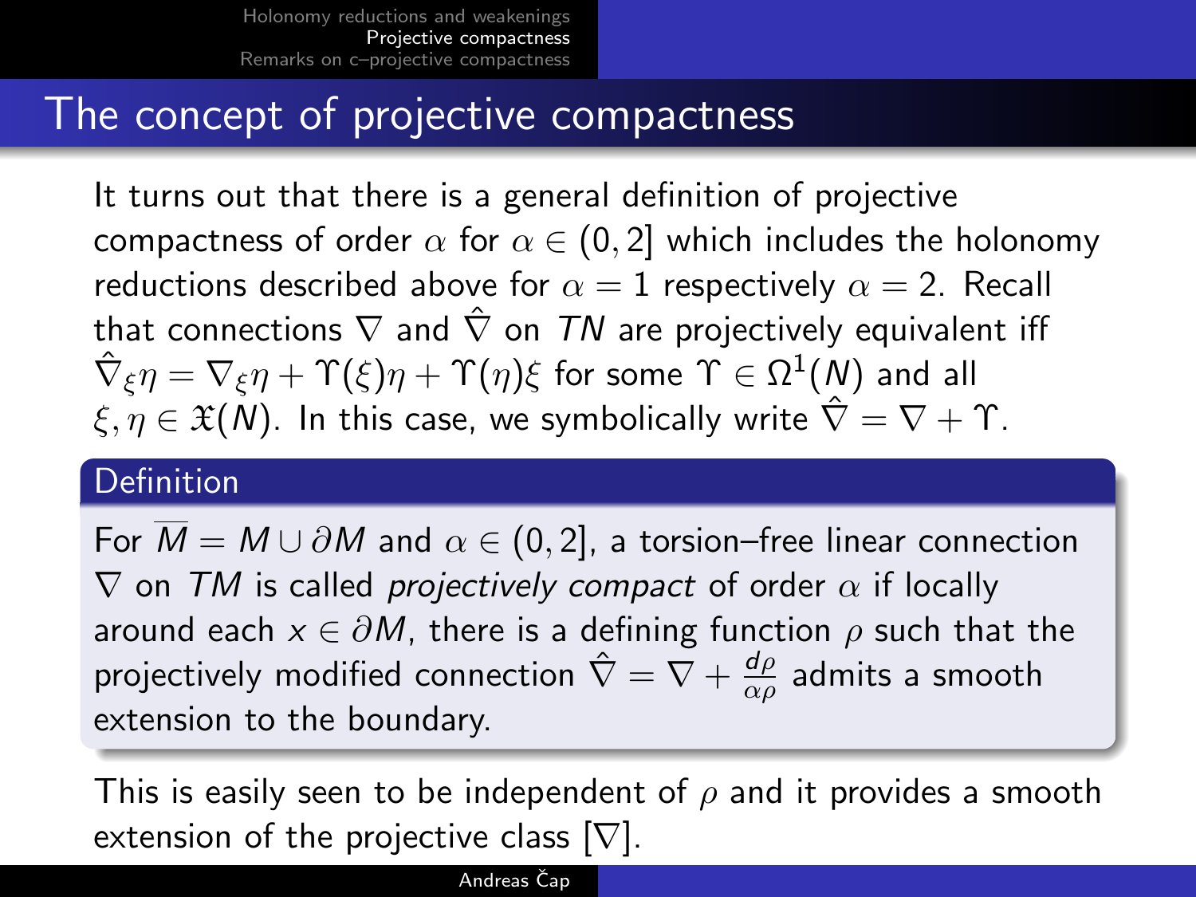## The concept of projective compactness

It turns out that there is a general definition of projective compactness of order $\alpha$ for $\alpha \in (0,2]$ which includes the holonomy reductions described above for $\alpha = 1$ respectively $\alpha = 2$. Recall that connections $\nabla$ and $\hat{\nabla}$ on $TN$ are projectively equivalent iff $\hat{\nabla}_\xi \eta = \nabla_\xi \eta + \Upsilon(\xi)\eta + \Upsilon(\eta)\xi$ for some $\Upsilon \in \Omega^1(N)$ and all $\xi, \eta \in \mathfrak{X}(N)$. In this case, we symbolically write $\hat{\nabla} = \nabla + \Upsilon$.

**Definition**

For $\overline{M} = M \cup \partial M$ and $\alpha \in (0,2]$, a torsion–free linear connection $\nabla$ on $TM$ is called *projectively compact* of order $\alpha$ if locally around each $x \in \partial M$, there is a defining function $\rho$ such that the projectively modified connection $\hat{\nabla} = \nabla + \frac{d\rho}{\alpha\rho}$ admits a smooth extension to the boundary.

This is easily seen to be independent of $\rho$ and it provides a smooth extension of the projective class $[\nabla]$.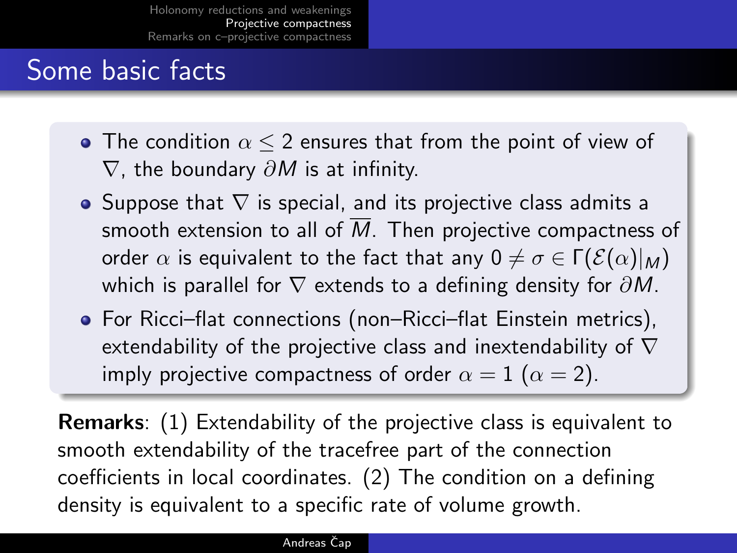## Some basic facts

- The condition $\alpha \leq 2$ ensures that from the point of view of $\nabla$, the boundary $\partial M$ is at infinity.
- Suppose that $\nabla$ is special, and its projective class admits a smooth extension to all of $\overline{M}$. Then projective compactness of order $\alpha$ is equivalent to the fact that any $0 \neq \sigma \in \Gamma(\mathcal{E}(\alpha)|_M)$ which is parallel for $\nabla$ extends to a defining density for $\partial M$.
- For Ricci–flat connections (non–Ricci–flat Einstein metrics), extendability of the projective class and inextendability of $\nabla$ imply projective compactness of order $\alpha = 1$ ($\alpha = 2$).

**Remarks**: (1) Extendability of the projective class is equivalent to smooth extendability of the tracefree part of the connection coefficients in local coordinates. (2) The condition on a defining density is equivalent to a specific rate of volume growth.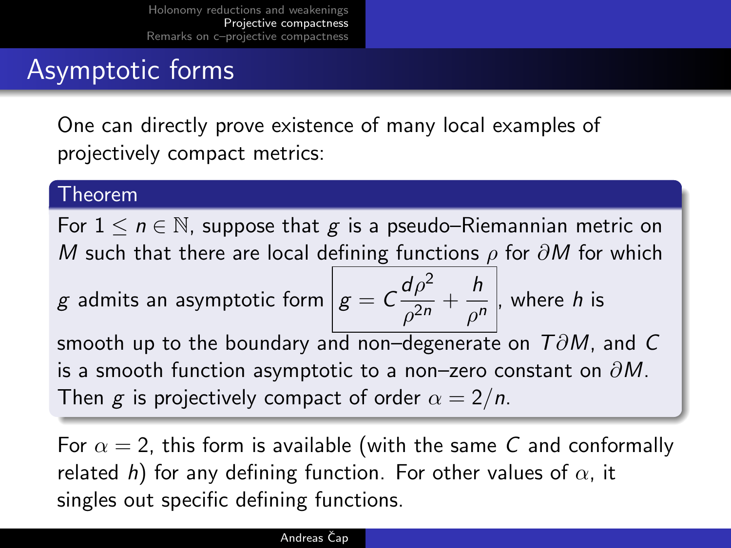# Asymptotic forms

One can directly prove existence of many local examples of projectively compact metrics:

**Theorem**

For $1 \leq n \in \mathbb{N}$, suppose that $g$ is a pseudo–Riemannian metric on $M$ such that there are local defining functions $\rho$ for $\partial M$ for which $g$ admits an asymptotic form $\boxed{g = C\frac{d\rho^2}{\rho^{2n}} + \frac{h}{\rho^n}}$, where $h$ is smooth up to the boundary and non–degenerate on $T\partial M$, and $C$ is a smooth function asymptotic to a non–zero constant on $\partial M$. Then $g$ is projectively compact of order $\alpha = 2/n$.

For $\alpha = 2$, this form is available (with the same $C$ and conformally related $h$) for any defining function. For other values of $\alpha$, it singles out specific defining functions.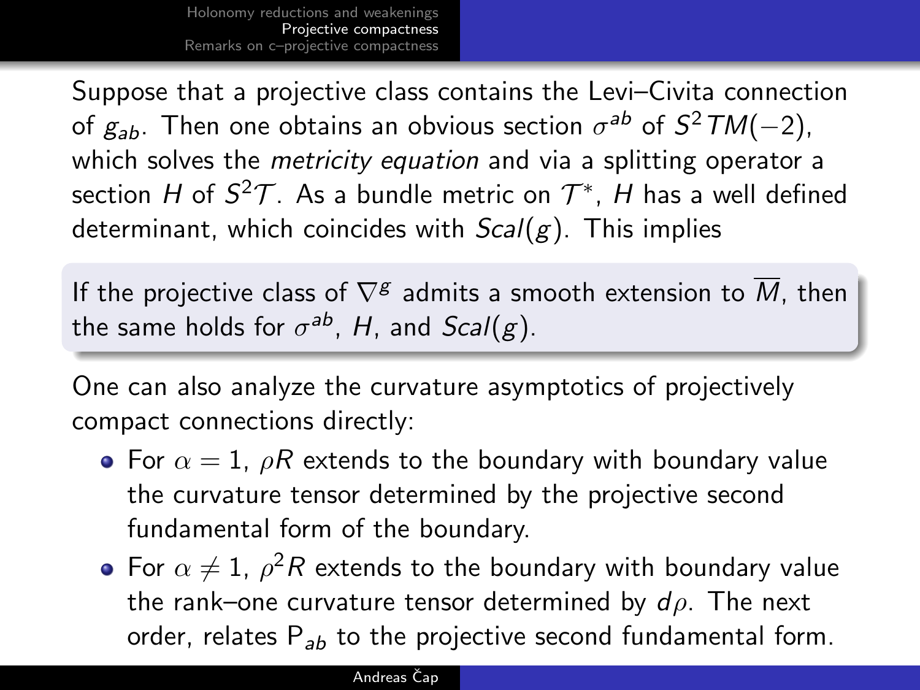Suppose that a projective class contains the Levi–Civita connection of $g_{ab}$. Then one obtains an obvious section $\sigma^{ab}$ of $S^2TM(-2)$, which solves the *metricity equation* and via a splitting operator a section $H$ of $S^2\mathcal{T}$. As a bundle metric on $\mathcal{T}^*$, $H$ has a well defined determinant, which coincides with $Scal(g)$. This implies

> If the projective class of $\nabla^g$ admits a smooth extension to $\overline{M}$, then the same holds for $\sigma^{ab}$, $H$, and $Scal(g)$.

One can also analyze the curvature asymptotics of projectively compact connections directly:

- For $\alpha = 1$, $\rho R$ extends to the boundary with boundary value the curvature tensor determined by the projective second fundamental form of the boundary.
- For $\alpha \neq 1$, $\rho^2 R$ extends to the boundary with boundary value the rank–one curvature tensor determined by $d\rho$. The next order, relates $\mathsf{P}_{ab}$ to the projective second fundamental form.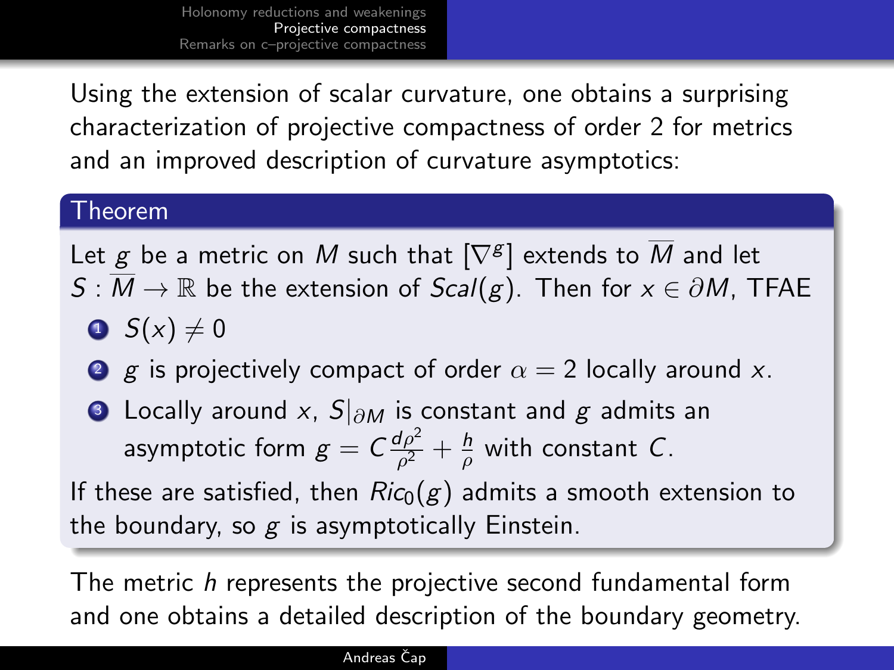Using the extension of scalar curvature, one obtains a surprising characterization of projective compactness of order 2 for metrics and an improved description of curvature asymptotics:

**Theorem**

Let $g$ be a metric on $M$ such that $[\nabla^g]$ extends to $\overline{M}$ and let $S : \overline{M} \to \mathbb{R}$ be the extension of $Scal(g)$. Then for $x \in \partial M$, TFAE

1. $S(x) \neq 0$
2. $g$ is projectively compact of order $\alpha = 2$ locally around $x$.
3. Locally around $x$, $S|_{\partial M}$ is constant and $g$ admits an asymptotic form $g = C\frac{d\rho^2}{\rho^2} + \frac{h}{\rho}$ with constant $C$.

If these are satisfied, then $Ric_0(g)$ admits a smooth extension to the boundary, so $g$ is asymptotically Einstein.

The metric $h$ represents the projective second fundamental form and one obtains a detailed description of the boundary geometry.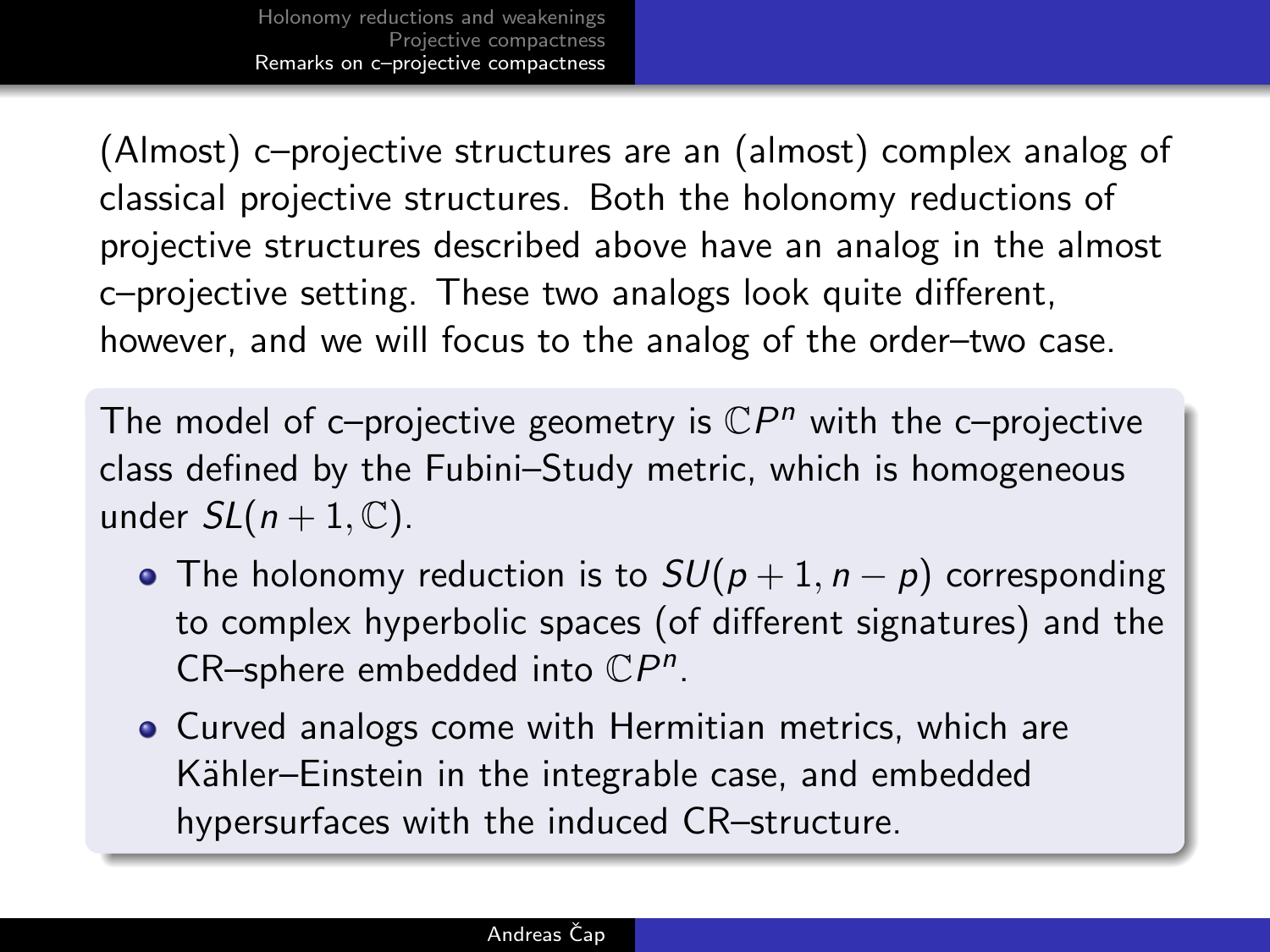(Almost) c–projective structures are an (almost) complex analog of classical projective structures. Both the holonomy reductions of projective structures described above have an analog in the almost c–projective setting. These two analogs look quite different, however, and we will focus to the analog of the order–two case.

The model of c–projective geometry is $\mathbb{C}P^n$ with the c–projective class defined by the Fubini–Study metric, which is homogeneous under $SL(n+1, \mathbb{C})$.

- The holonomy reduction is to $SU(p+1, n-p)$ corresponding to complex hyperbolic spaces (of different signatures) and the CR–sphere embedded into $\mathbb{C}P^n$.
- Curved analogs come with Hermitian metrics, which are Kähler–Einstein in the integrable case, and embedded hypersurfaces with the induced CR–structure.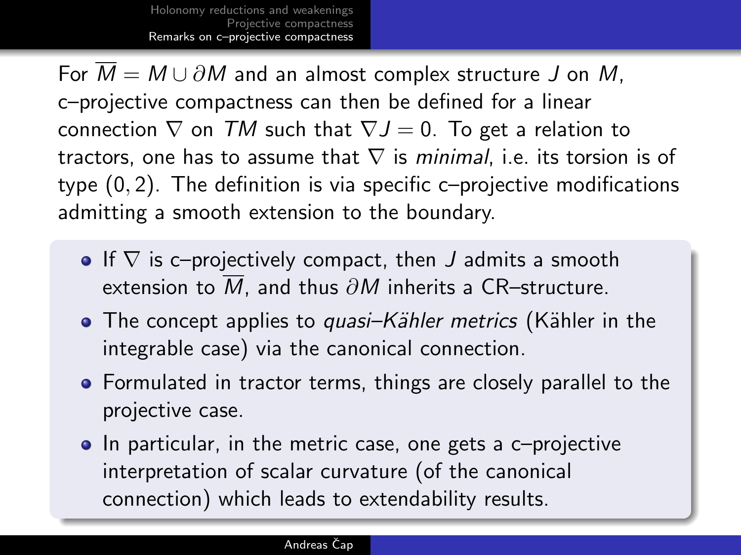For $\overline{M} = M \cup \partial M$ and an almost complex structure $J$ on $M$, c–projective compactness can then be defined for a linear connection $\nabla$ on $TM$ such that $\nabla J = 0$. To get a relation to tractors, one has to assume that $\nabla$ is *minimal*, i.e. its torsion is of type $(0, 2)$. The definition is via specific c–projective modifications admitting a smooth extension to the boundary.

- If $\nabla$ is c–projectively compact, then $J$ admits a smooth extension to $\overline{M}$, and thus $\partial M$ inherits a CR–structure.
- The concept applies to *quasi–Kähler metrics* (Kähler in the integrable case) via the canonical connection.
- Formulated in tractor terms, things are closely parallel to the projective case.
- In particular, in the metric case, one gets a c–projective interpretation of scalar curvature (of the canonical connection) which leads to extendability results.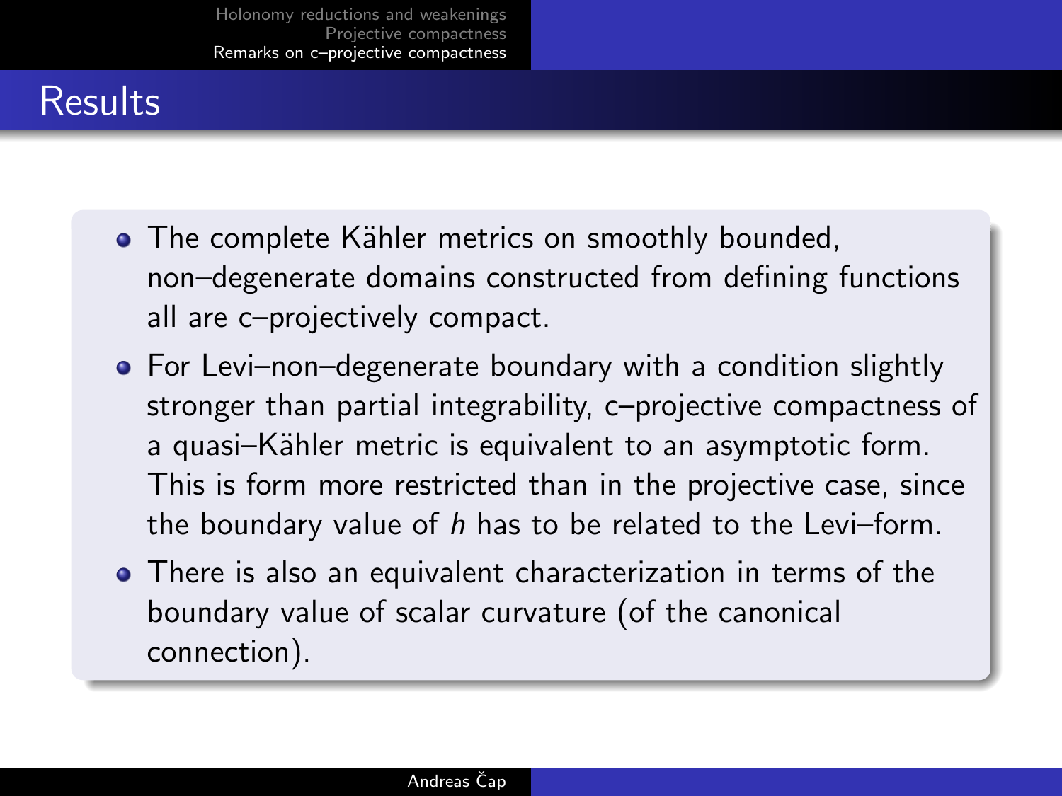# Results

- The complete Kähler metrics on smoothly bounded, non–degenerate domains constructed from defining functions all are c–projectively compact.
- For Levi–non–degenerate boundary with a condition slightly stronger than partial integrability, c–projective compactness of a quasi–Kähler metric is equivalent to an asymptotic form. This is form more restricted than in the projective case, since the boundary value of $h$ has to be related to the Levi–form.
- There is also an equivalent characterization in terms of the boundary value of scalar curvature (of the canonical connection).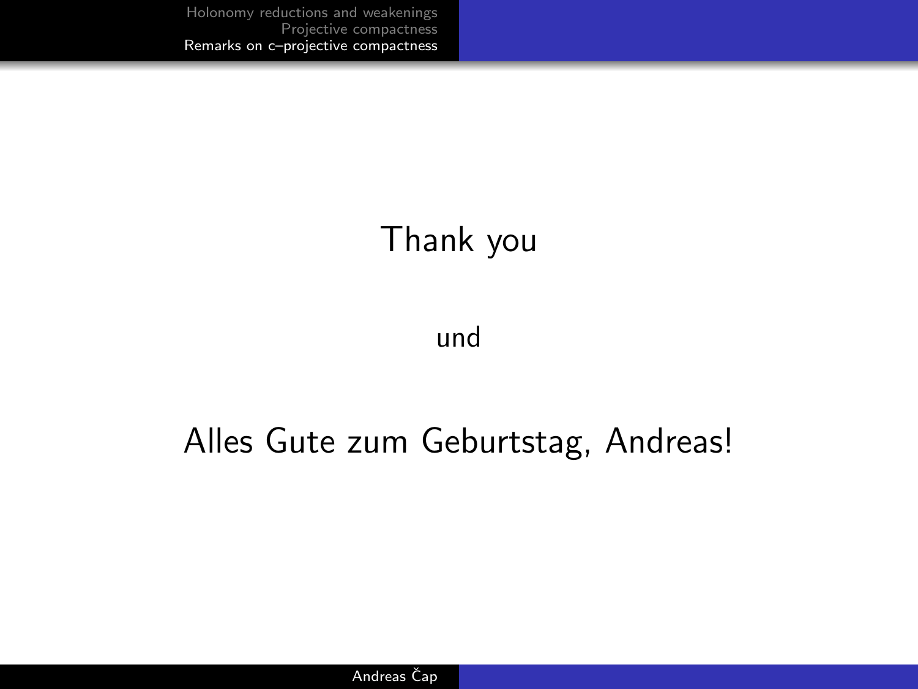Thank you

und

Alles Gute zum Geburtstag, Andreas!